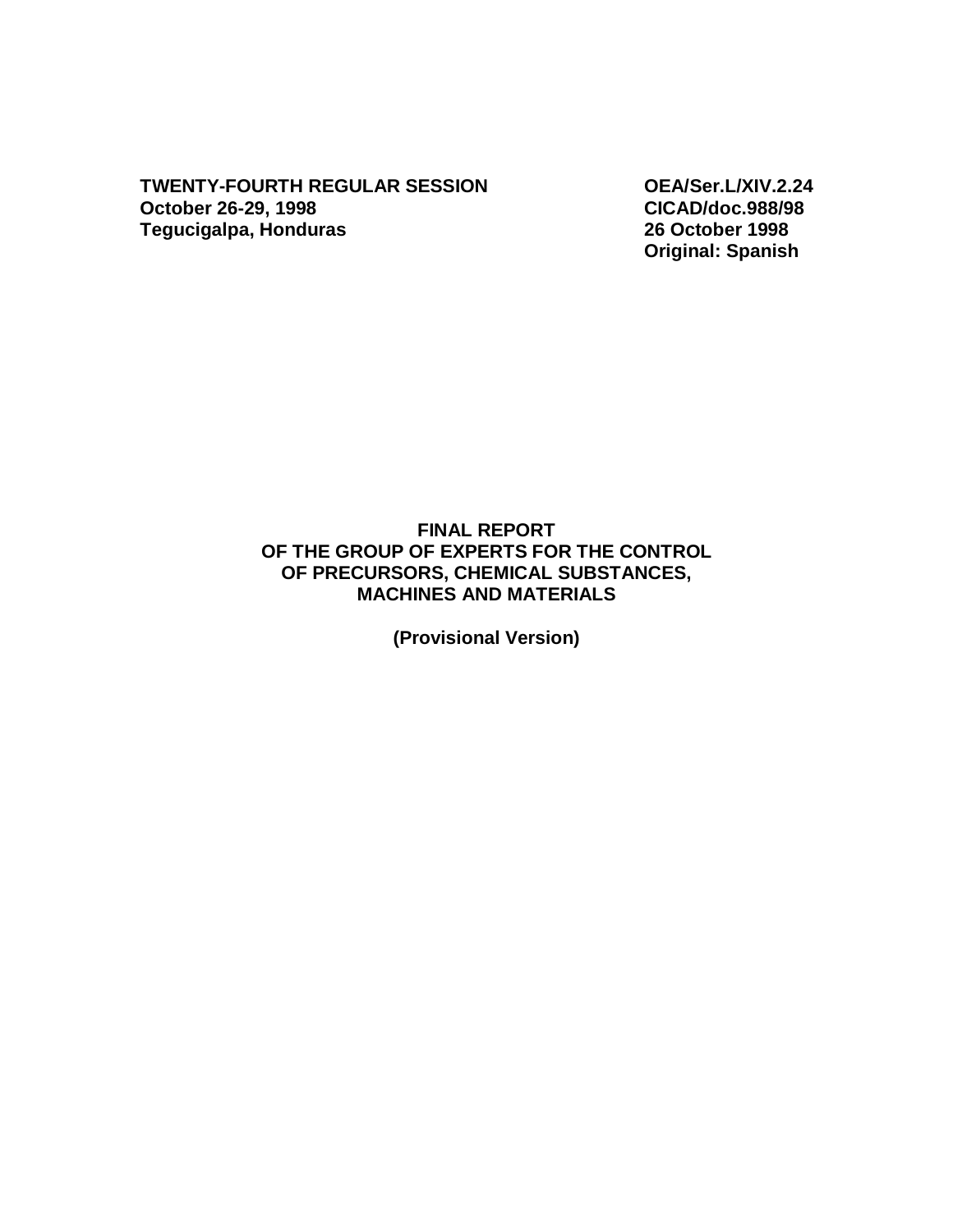**TWENTY-FOURTH REGULAR SESSION**
**October 26-29, 1998**
**Tegucigalpa, Honduras**

**OEA/Ser.L/XIV.2.24**
**CICAD/doc.988/98**
**26 October 1998**
**Original: Spanish**

# FINAL REPORT OF THE GROUP OF EXPERTS FOR THE CONTROL OF PRECURSORS, CHEMICAL SUBSTANCES, MACHINES AND MATERIALS

**(Provisional Version)**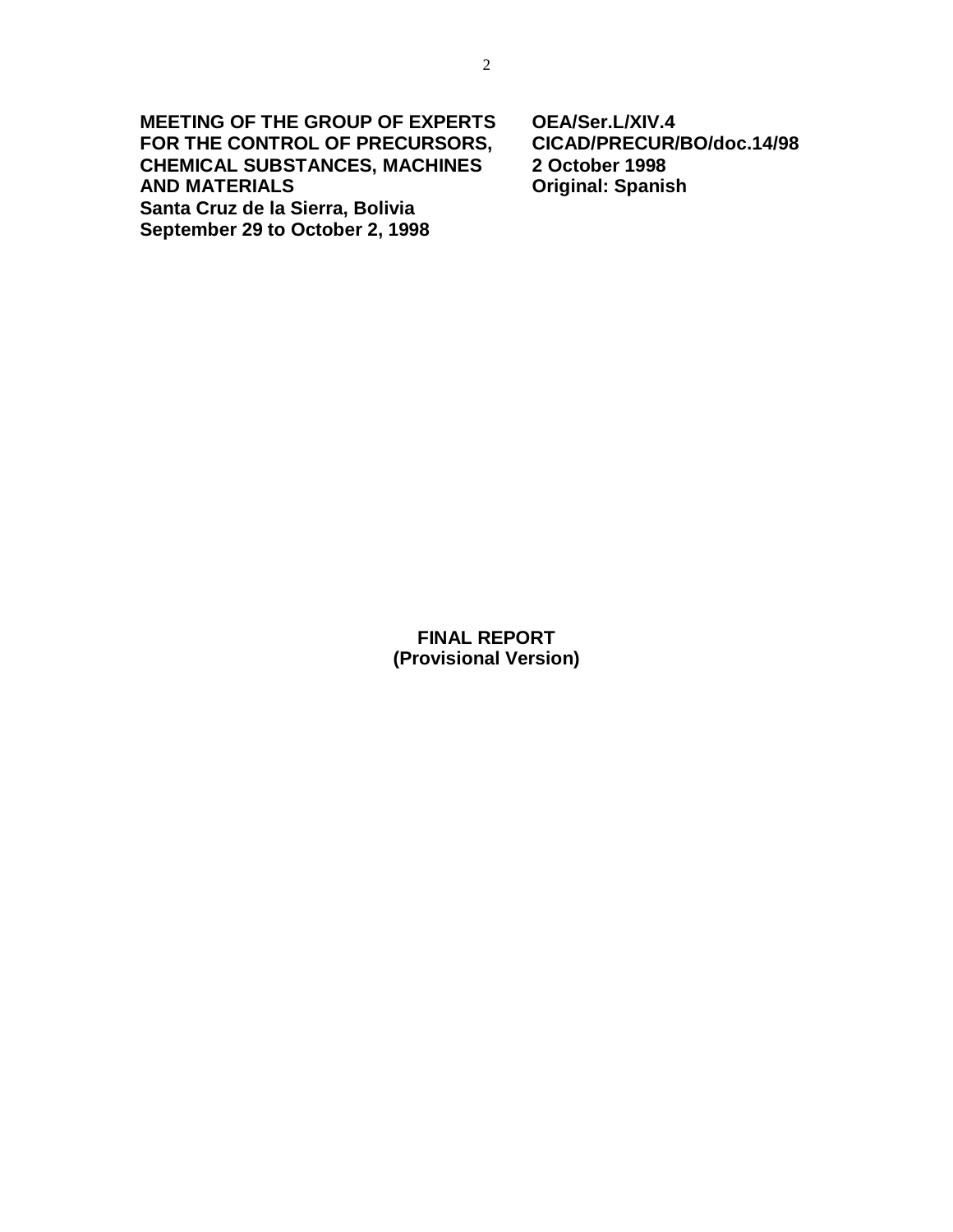**MEETING OF THE GROUP OF EXPERTS FOR THE CONTROL OF PRECURSORS, CHEMICAL SUBSTANCES, MACHINES AND MATERIALS**
**Santa Cruz de la Sierra, Bolivia**
**September 29 to October 2, 1998**

**OEA/Ser.L/XIV.4**
**CICAD/PRECUR/BO/doc.14/98**
**2 October 1998**
**Original: Spanish**

# FINAL REPORT
## (Provisional Version)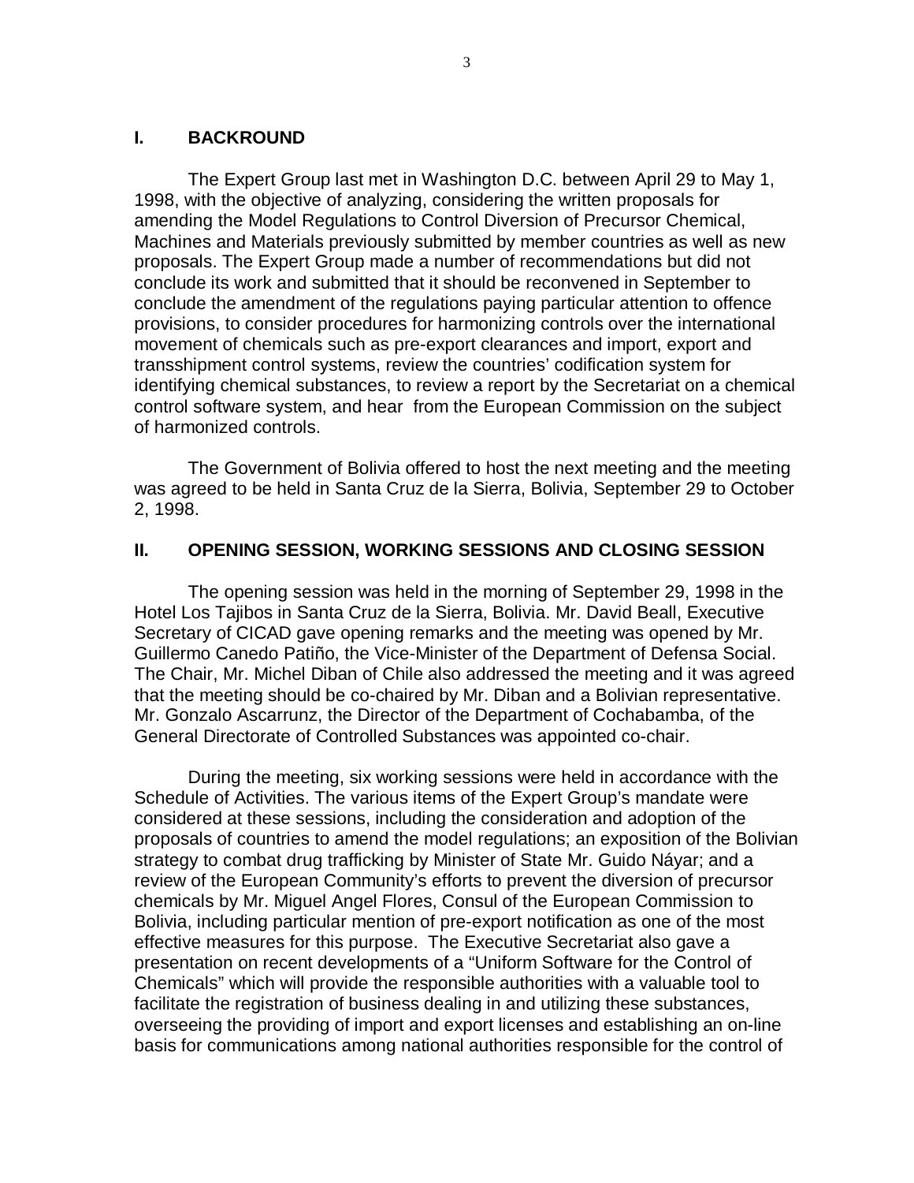## I. BACKROUND

The Expert Group last met in Washington D.C. between April 29 to May 1, 1998, with the objective of analyzing, considering the written proposals for amending the Model Regulations to Control Diversion of Precursor Chemical, Machines and Materials previously submitted by member countries as well as new proposals. The Expert Group made a number of recommendations but did not conclude its work and submitted that it should be reconvened in September to conclude the amendment of the regulations paying particular attention to offence provisions, to consider procedures for harmonizing controls over the international movement of chemicals such as pre-export clearances and import, export and transshipment control systems, review the countries' codification system for identifying chemical substances, to review a report by the Secretariat on a chemical control software system, and hear from the European Commission on the subject of harmonized controls.

The Government of Bolivia offered to host the next meeting and the meeting was agreed to be held in Santa Cruz de la Sierra, Bolivia, September 29 to October 2, 1998.

## II. OPENING SESSION, WORKING SESSIONS AND CLOSING SESSION

The opening session was held in the morning of September 29, 1998 in the Hotel Los Tajibos in Santa Cruz de la Sierra, Bolivia. Mr. David Beall, Executive Secretary of CICAD gave opening remarks and the meeting was opened by Mr. Guillermo Canedo Patiño, the Vice-Minister of the Department of Defensa Social. The Chair, Mr. Michel Diban of Chile also addressed the meeting and it was agreed that the meeting should be co-chaired by Mr. Diban and a Bolivian representative. Mr. Gonzalo Ascarrunz, the Director of the Department of Cochabamba, of the General Directorate of Controlled Substances was appointed co-chair.

During the meeting, six working sessions were held in accordance with the Schedule of Activities. The various items of the Expert Group's mandate were considered at these sessions, including the consideration and adoption of the proposals of countries to amend the model regulations; an exposition of the Bolivian strategy to combat drug trafficking by Minister of State Mr. Guido Náyar; and a review of the European Community's efforts to prevent the diversion of precursor chemicals by Mr. Miguel Angel Flores, Consul of the European Commission to Bolivia, including particular mention of pre-export notification as one of the most effective measures for this purpose. The Executive Secretariat also gave a presentation on recent developments of a "Uniform Software for the Control of Chemicals" which will provide the responsible authorities with a valuable tool to facilitate the registration of business dealing in and utilizing these substances, overseeing the providing of import and export licenses and establishing an on-line basis for communications among national authorities responsible for the control of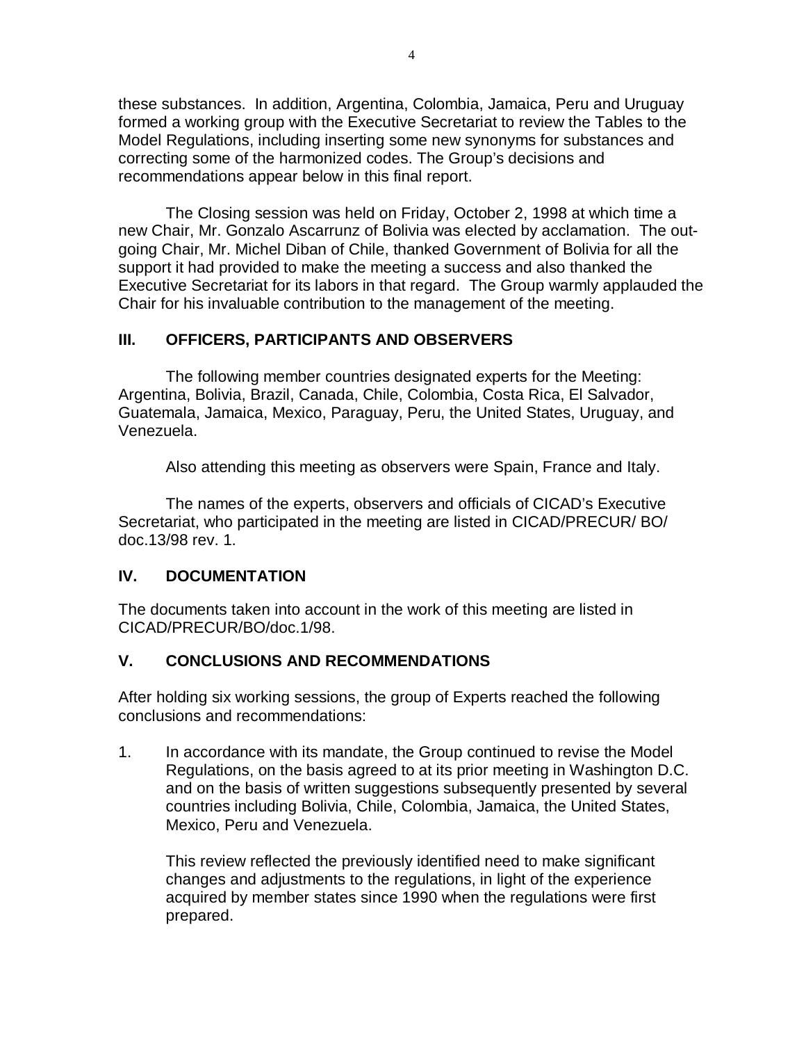these substances. In addition, Argentina, Colombia, Jamaica, Peru and Uruguay formed a working group with the Executive Secretariat to review the Tables to the Model Regulations, including inserting some new synonyms for substances and correcting some of the harmonized codes. The Group's decisions and recommendations appear below in this final report.

The Closing session was held on Friday, October 2, 1998 at which time a new Chair, Mr. Gonzalo Ascarrunz of Bolivia was elected by acclamation. The out-going Chair, Mr. Michel Diban of Chile, thanked Government of Bolivia for all the support it had provided to make the meeting a success and also thanked the Executive Secretariat for its labors in that regard. The Group warmly applauded the Chair for his invaluable contribution to the management of the meeting.

## III. OFFICERS, PARTICIPANTS AND OBSERVERS

The following member countries designated experts for the Meeting: Argentina, Bolivia, Brazil, Canada, Chile, Colombia, Costa Rica, El Salvador, Guatemala, Jamaica, Mexico, Paraguay, Peru, the United States, Uruguay, and Venezuela.

Also attending this meeting as observers were Spain, France and Italy.

The names of the experts, observers and officials of CICAD's Executive Secretariat, who participated in the meeting are listed in CICAD/PRECUR/ BO/ doc.13/98 rev. 1.

## IV. DOCUMENTATION

The documents taken into account in the work of this meeting are listed in CICAD/PRECUR/BO/doc.1/98.

## V. CONCLUSIONS AND RECOMMENDATIONS

After holding six working sessions, the group of Experts reached the following conclusions and recommendations:

1. In accordance with its mandate, the Group continued to revise the Model Regulations, on the basis agreed to at its prior meeting in Washington D.C. and on the basis of written suggestions subsequently presented by several countries including Bolivia, Chile, Colombia, Jamaica, the United States, Mexico, Peru and Venezuela.

   This review reflected the previously identified need to make significant changes and adjustments to the regulations, in light of the experience acquired by member states since 1990 when the regulations were first prepared.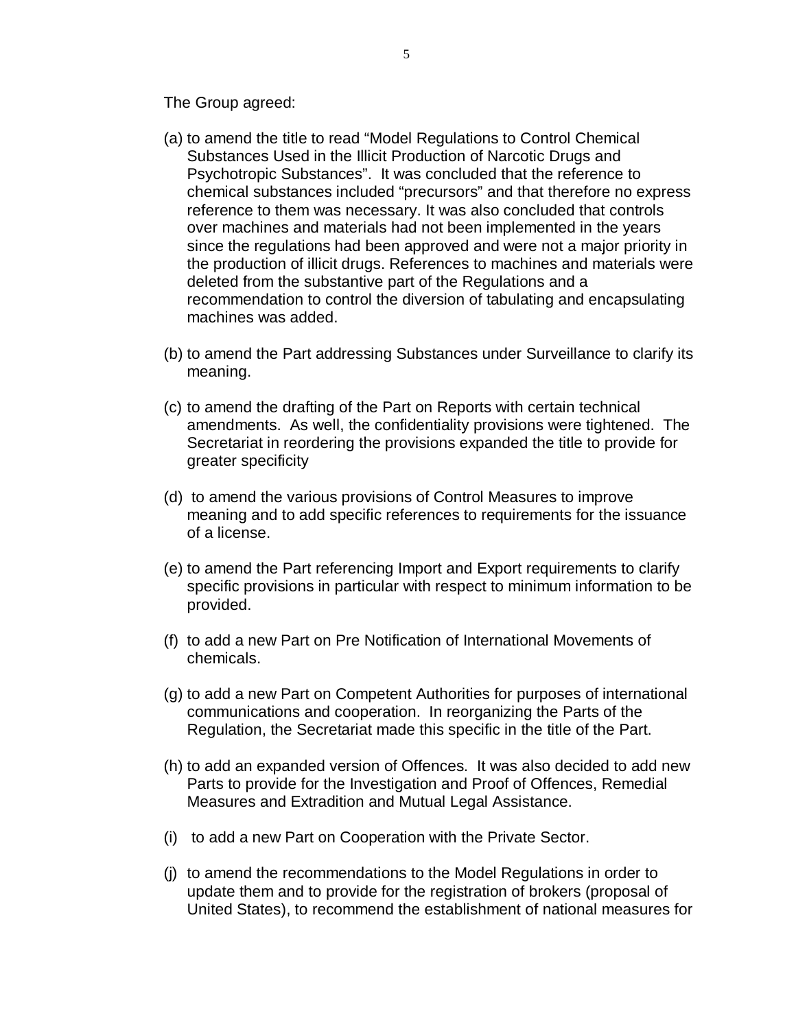The Group agreed:

(a) to amend the title to read "Model Regulations to Control Chemical Substances Used in the Illicit Production of Narcotic Drugs and Psychotropic Substances". It was concluded that the reference to chemical substances included "precursors" and that therefore no express reference to them was necessary. It was also concluded that controls over machines and materials had not been implemented in the years since the regulations had been approved and were not a major priority in the production of illicit drugs. References to machines and materials were deleted from the substantive part of the Regulations and a recommendation to control the diversion of tabulating and encapsulating machines was added.

(b) to amend the Part addressing Substances under Surveillance to clarify its meaning.

(c) to amend the drafting of the Part on Reports with certain technical amendments. As well, the confidentiality provisions were tightened. The Secretariat in reordering the provisions expanded the title to provide for greater specificity

(d) to amend the various provisions of Control Measures to improve meaning and to add specific references to requirements for the issuance of a license.

(e) to amend the Part referencing Import and Export requirements to clarify specific provisions in particular with respect to minimum information to be provided.

(f) to add a new Part on Pre Notification of International Movements of chemicals.

(g) to add a new Part on Competent Authorities for purposes of international communications and cooperation. In reorganizing the Parts of the Regulation, the Secretariat made this specific in the title of the Part.

(h) to add an expanded version of Offences. It was also decided to add new Parts to provide for the Investigation and Proof of Offences, Remedial Measures and Extradition and Mutual Legal Assistance.

(i) to add a new Part on Cooperation with the Private Sector.

(j) to amend the recommendations to the Model Regulations in order to update them and to provide for the registration of brokers (proposal of United States), to recommend the establishment of national measures for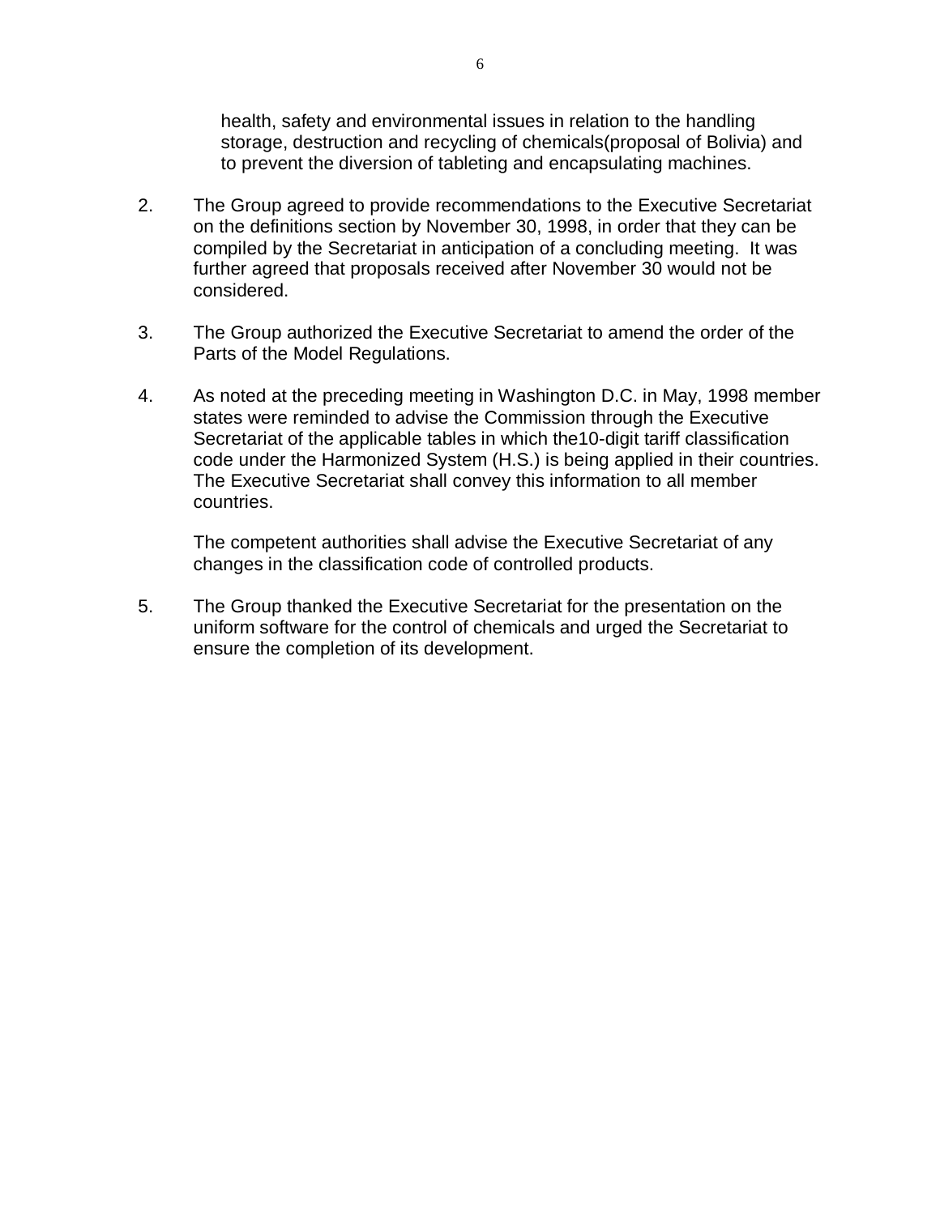health, safety and environmental issues in relation to the handling storage, destruction and recycling of chemicals(proposal of Bolivia) and to prevent the diversion of tableting and encapsulating machines.

2. The Group agreed to provide recommendations to the Executive Secretariat on the definitions section by November 30, 1998, in order that they can be compiled by the Secretariat in anticipation of a concluding meeting. It was further agreed that proposals received after November 30 would not be considered.

3. The Group authorized the Executive Secretariat to amend the order of the Parts of the Model Regulations.

4. As noted at the preceding meeting in Washington D.C. in May, 1998 member states were reminded to advise the Commission through the Executive Secretariat of the applicable tables in which the10-digit tariff classification code under the Harmonized System (H.S.) is being applied in their countries. The Executive Secretariat shall convey this information to all member countries.

   The competent authorities shall advise the Executive Secretariat of any changes in the classification code of controlled products.

5. The Group thanked the Executive Secretariat for the presentation on the uniform software for the control of chemicals and urged the Secretariat to ensure the completion of its development.